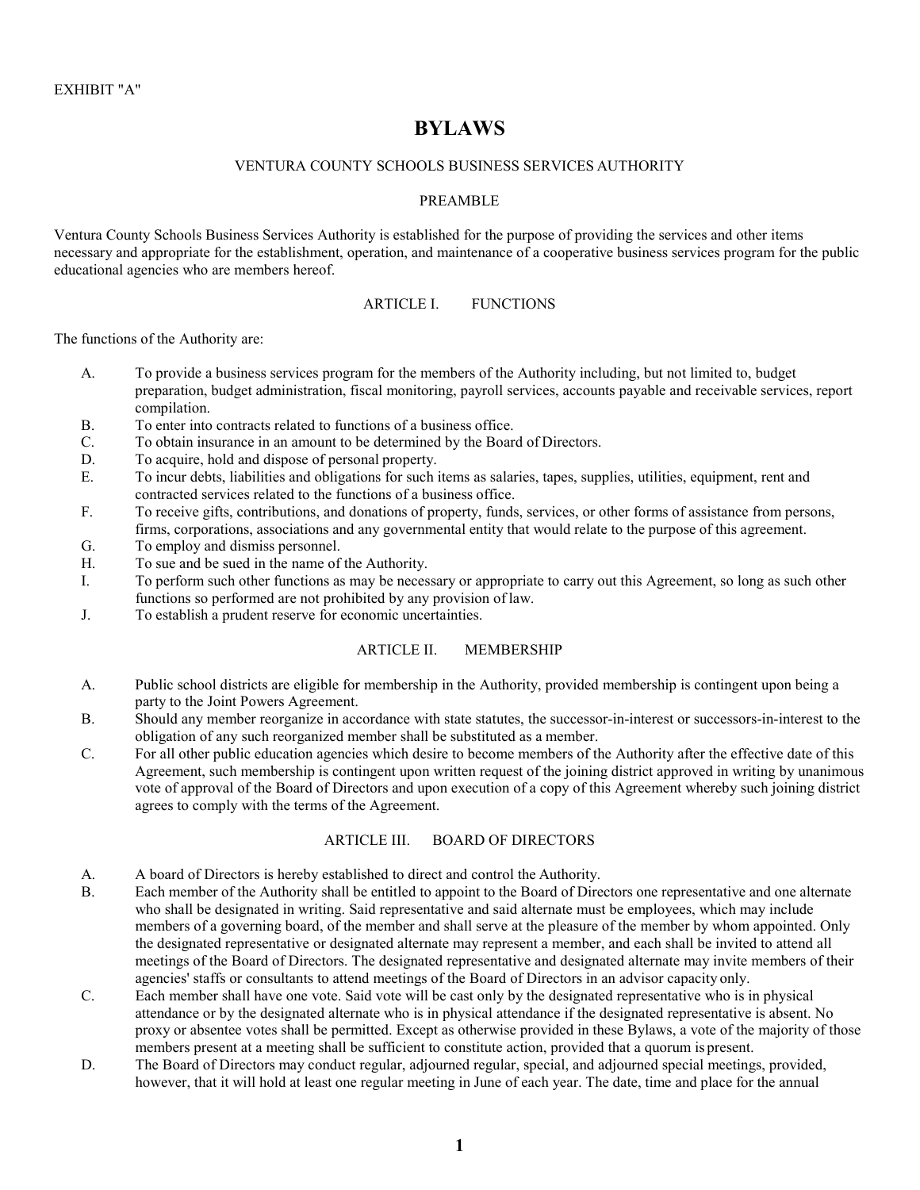EXHIBIT "A"

# BYLAWS

VENTURA COUNTY SCHOOLS BUSINESS SERVICES AUTHORITY

PREAMBLE

Ventura County Schools Business Services Authority is established for the purpose of providing the services and other items necessary and appropriate for the establishment, operation, and maintenance of a cooperative business services program for the public educational agencies who are members hereof.

## ARTICLE I. FUNCTIONS

The functions of the Authority are:

A. To provide a business services program for the members of the Authority including, but not limited to, budget preparation, budget administration, fiscal monitoring, payroll services, accounts payable and receivable services, report compilation.

B. To enter into contracts related to functions of a business office.

C. To obtain insurance in an amount to be determined by the Board of Directors.

D. To acquire, hold and dispose of personal property.

E. To incur debts, liabilities and obligations for such items as salaries, tapes, supplies, utilities, equipment, rent and contracted services related to the functions of a business office.

F. To receive gifts, contributions, and donations of property, funds, services, or other forms of assistance from persons, firms, corporations, associations and any governmental entity that would relate to the purpose of this agreement.

G. To employ and dismiss personnel.

H. To sue and be sued in the name of the Authority.

I. To perform such other functions as may be necessary or appropriate to carry out this Agreement, so long as such other functions so performed are not prohibited by any provision of law.

J. To establish a prudent reserve for economic uncertainties.

## ARTICLE II. MEMBERSHIP

A. Public school districts are eligible for membership in the Authority, provided membership is contingent upon being a party to the Joint Powers Agreement.

B. Should any member reorganize in accordance with state statutes, the successor-in-interest or successors-in-interest to the obligation of any such reorganized member shall be substituted as a member.

C. For all other public education agencies which desire to become members of the Authority after the effective date of this Agreement, such membership is contingent upon written request of the joining district approved in writing by unanimous vote of approval of the Board of Directors and upon execution of a copy of this Agreement whereby such joining district agrees to comply with the terms of the Agreement.

## ARTICLE III. BOARD OF DIRECTORS

A. A board of Directors is hereby established to direct and control the Authority.

B. Each member of the Authority shall be entitled to appoint to the Board of Directors one representative and one alternate who shall be designated in writing. Said representative and said alternate must be employees, which may include members of a governing board, of the member and shall serve at the pleasure of the member by whom appointed. Only the designated representative or designated alternate may represent a member, and each shall be invited to attend all meetings of the Board of Directors. The designated representative and designated alternate may invite members of their agencies' staffs or consultants to attend meetings of the Board of Directors in an advisor capacity only.

C. Each member shall have one vote. Said vote will be cast only by the designated representative who is in physical attendance or by the designated alternate who is in physical attendance if the designated representative is absent. No proxy or absentee votes shall be permitted. Except as otherwise provided in these Bylaws, a vote of the majority of those members present at a meeting shall be sufficient to constitute action, provided that a quorum is present.

D. The Board of Directors may conduct regular, adjourned regular, special, and adjourned special meetings, provided, however, that it will hold at least one regular meeting in June of each year. The date, time and place for the annual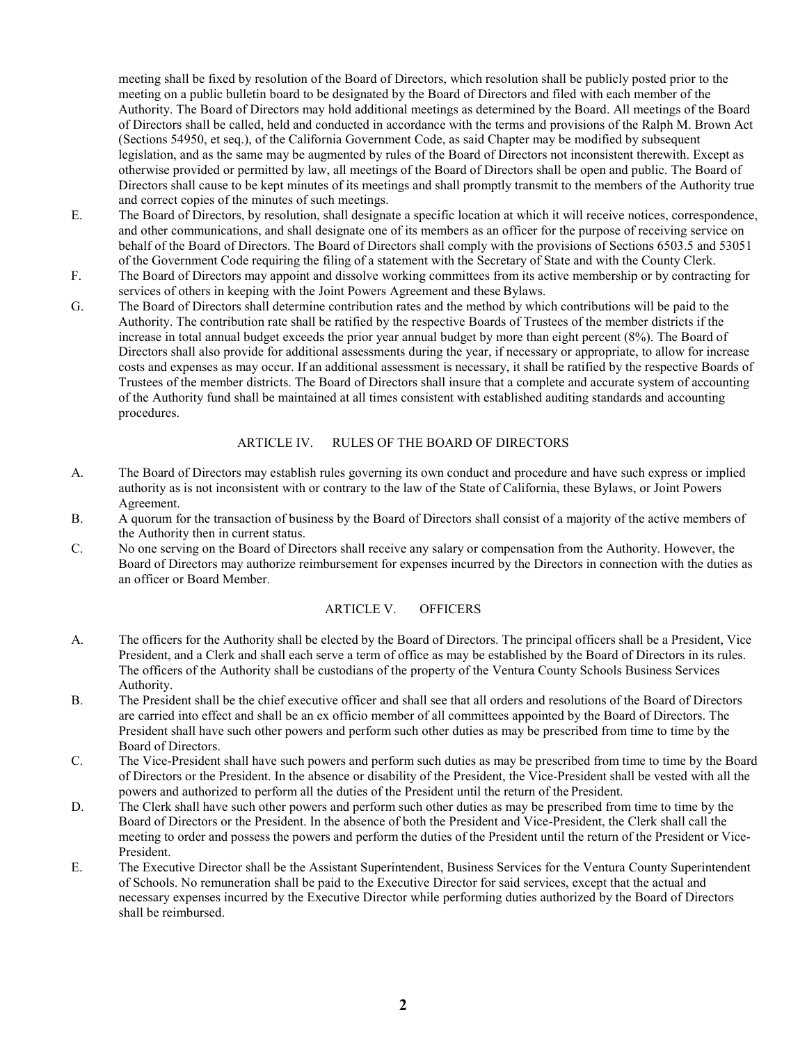meeting shall be fixed by resolution of the Board of Directors, which resolution shall be publicly posted prior to the meeting on a public bulletin board to be designated by the Board of Directors and filed with each member of the Authority. The Board of Directors may hold additional meetings as determined by the Board. All meetings of the Board of Directors shall be called, held and conducted in accordance with the terms and provisions of the Ralph M. Brown Act (Sections 54950, et seq.), of the California Government Code, as said Chapter may be modified by subsequent legislation, and as the same may be augmented by rules of the Board of Directors not inconsistent therewith. Except as otherwise provided or permitted by law, all meetings of the Board of Directors shall be open and public. The Board of Directors shall cause to be kept minutes of its meetings and shall promptly transmit to the members of the Authority true and correct copies of the minutes of such meetings.

E. The Board of Directors, by resolution, shall designate a specific location at which it will receive notices, correspondence, and other communications, and shall designate one of its members as an officer for the purpose of receiving service on behalf of the Board of Directors. The Board of Directors shall comply with the provisions of Sections 6503.5 and 53051 of the Government Code requiring the filing of a statement with the Secretary of State and with the County Clerk.

F. The Board of Directors may appoint and dissolve working committees from its active membership or by contracting for services of others in keeping with the Joint Powers Agreement and these Bylaws.

G. The Board of Directors shall determine contribution rates and the method by which contributions will be paid to the Authority. The contribution rate shall be ratified by the respective Boards of Trustees of the member districts if the increase in total annual budget exceeds the prior year annual budget by more than eight percent (8%). The Board of Directors shall also provide for additional assessments during the year, if necessary or appropriate, to allow for increase costs and expenses as may occur. If an additional assessment is necessary, it shall be ratified by the respective Boards of Trustees of the member districts. The Board of Directors shall insure that a complete and accurate system of accounting of the Authority fund shall be maintained at all times consistent with established auditing standards and accounting procedures.

## ARTICLE IV. RULES OF THE BOARD OF DIRECTORS

A. The Board of Directors may establish rules governing its own conduct and procedure and have such express or implied authority as is not inconsistent with or contrary to the law of the State of California, these Bylaws, or Joint Powers Agreement.

B. A quorum for the transaction of business by the Board of Directors shall consist of a majority of the active members of the Authority then in current status.

C. No one serving on the Board of Directors shall receive any salary or compensation from the Authority. However, the Board of Directors may authorize reimbursement for expenses incurred by the Directors in connection with the duties as an officer or Board Member.

## ARTICLE V. OFFICERS

A. The officers for the Authority shall be elected by the Board of Directors. The principal officers shall be a President, Vice President, and a Clerk and shall each serve a term of office as may be established by the Board of Directors in its rules. The officers of the Authority shall be custodians of the property of the Ventura County Schools Business Services Authority.

B. The President shall be the chief executive officer and shall see that all orders and resolutions of the Board of Directors are carried into effect and shall be an ex officio member of all committees appointed by the Board of Directors. The President shall have such other powers and perform such other duties as may be prescribed from time to time by the Board of Directors.

C. The Vice-President shall have such powers and perform such duties as may be prescribed from time to time by the Board of Directors or the President. In the absence or disability of the President, the Vice-President shall be vested with all the powers and authorized to perform all the duties of the President until the return of the President.

D. The Clerk shall have such other powers and perform such other duties as may be prescribed from time to time by the Board of Directors or the President. In the absence of both the President and Vice-President, the Clerk shall call the meeting to order and possess the powers and perform the duties of the President until the return of the President or Vice-President.

E. The Executive Director shall be the Assistant Superintendent, Business Services for the Ventura County Superintendent of Schools. No remuneration shall be paid to the Executive Director for said services, except that the actual and necessary expenses incurred by the Executive Director while performing duties authorized by the Board of Directors shall be reimbursed.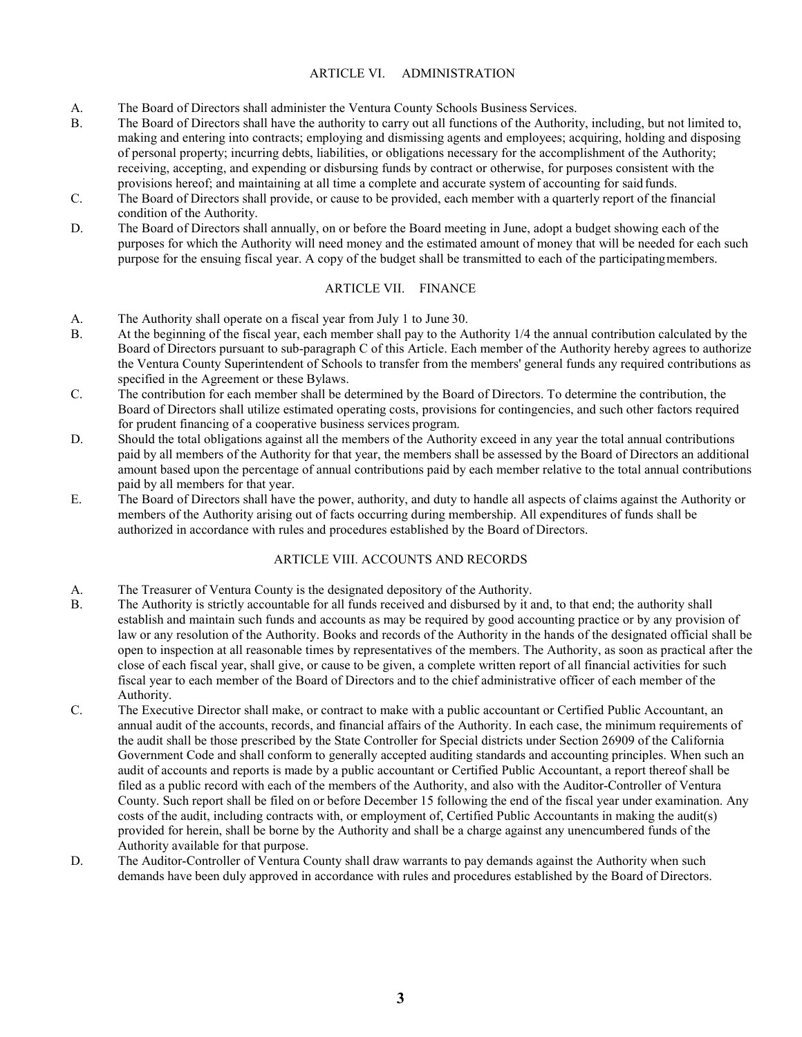## ARTICLE VI. ADMINISTRATION

A. The Board of Directors shall administer the Ventura County Schools Business Services.

B. The Board of Directors shall have the authority to carry out all functions of the Authority, including, but not limited to, making and entering into contracts; employing and dismissing agents and employees; acquiring, holding and disposing of personal property; incurring debts, liabilities, or obligations necessary for the accomplishment of the Authority; receiving, accepting, and expending or disbursing funds by contract or otherwise, for purposes consistent with the provisions hereof; and maintaining at all time a complete and accurate system of accounting for said funds.

C. The Board of Directors shall provide, or cause to be provided, each member with a quarterly report of the financial condition of the Authority.

D. The Board of Directors shall annually, on or before the Board meeting in June, adopt a budget showing each of the purposes for which the Authority will need money and the estimated amount of money that will be needed for each such purpose for the ensuing fiscal year. A copy of the budget shall be transmitted to each of the participating members.

## ARTICLE VII. FINANCE

A. The Authority shall operate on a fiscal year from July 1 to June 30.

B. At the beginning of the fiscal year, each member shall pay to the Authority 1/4 the annual contribution calculated by the Board of Directors pursuant to sub-paragraph C of this Article. Each member of the Authority hereby agrees to authorize the Ventura County Superintendent of Schools to transfer from the members' general funds any required contributions as specified in the Agreement or these Bylaws.

C. The contribution for each member shall be determined by the Board of Directors. To determine the contribution, the Board of Directors shall utilize estimated operating costs, provisions for contingencies, and such other factors required for prudent financing of a cooperative business services program.

D. Should the total obligations against all the members of the Authority exceed in any year the total annual contributions paid by all members of the Authority for that year, the members shall be assessed by the Board of Directors an additional amount based upon the percentage of annual contributions paid by each member relative to the total annual contributions paid by all members for that year.

E. The Board of Directors shall have the power, authority, and duty to handle all aspects of claims against the Authority or members of the Authority arising out of facts occurring during membership. All expenditures of funds shall be authorized in accordance with rules and procedures established by the Board of Directors.

## ARTICLE VIII. ACCOUNTS AND RECORDS

A. The Treasurer of Ventura County is the designated depository of the Authority.

B. The Authority is strictly accountable for all funds received and disbursed by it and, to that end; the authority shall establish and maintain such funds and accounts as may be required by good accounting practice or by any provision of law or any resolution of the Authority. Books and records of the Authority in the hands of the designated official shall be open to inspection at all reasonable times by representatives of the members. The Authority, as soon as practical after the close of each fiscal year, shall give, or cause to be given, a complete written report of all financial activities for such fiscal year to each member of the Board of Directors and to the chief administrative officer of each member of the Authority.

C. The Executive Director shall make, or contract to make with a public accountant or Certified Public Accountant, an annual audit of the accounts, records, and financial affairs of the Authority. In each case, the minimum requirements of the audit shall be those prescribed by the State Controller for Special districts under Section 26909 of the California Government Code and shall conform to generally accepted auditing standards and accounting principles. When such an audit of accounts and reports is made by a public accountant or Certified Public Accountant, a report thereof shall be filed as a public record with each of the members of the Authority, and also with the Auditor-Controller of Ventura County. Such report shall be filed on or before December 15 following the end of the fiscal year under examination. Any costs of the audit, including contracts with, or employment of, Certified Public Accountants in making the audit(s) provided for herein, shall be borne by the Authority and shall be a charge against any unencumbered funds of the Authority available for that purpose.

D. The Auditor-Controller of Ventura County shall draw warrants to pay demands against the Authority when such demands have been duly approved in accordance with rules and procedures established by the Board of Directors.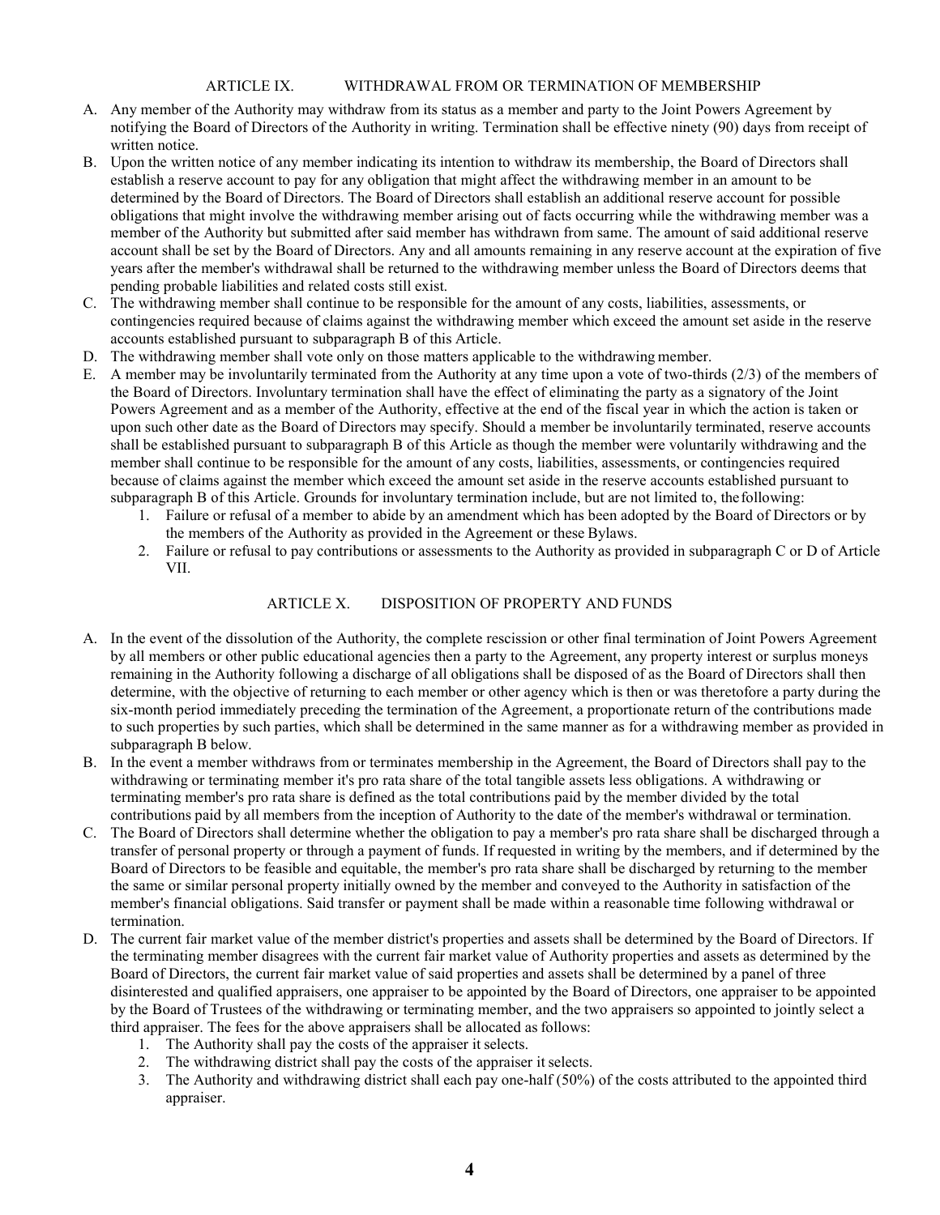## ARTICLE IX. WITHDRAWAL FROM OR TERMINATION OF MEMBERSHIP

A. Any member of the Authority may withdraw from its status as a member and party to the Joint Powers Agreement by notifying the Board of Directors of the Authority in writing. Termination shall be effective ninety (90) days from receipt of written notice.

B. Upon the written notice of any member indicating its intention to withdraw its membership, the Board of Directors shall establish a reserve account to pay for any obligation that might affect the withdrawing member in an amount to be determined by the Board of Directors. The Board of Directors shall establish an additional reserve account for possible obligations that might involve the withdrawing member arising out of facts occurring while the withdrawing member was a member of the Authority but submitted after said member has withdrawn from same. The amount of said additional reserve account shall be set by the Board of Directors. Any and all amounts remaining in any reserve account at the expiration of five years after the member's withdrawal shall be returned to the withdrawing member unless the Board of Directors deems that pending probable liabilities and related costs still exist.

C. The withdrawing member shall continue to be responsible for the amount of any costs, liabilities, assessments, or contingencies required because of claims against the withdrawing member which exceed the amount set aside in the reserve accounts established pursuant to subparagraph B of this Article.

D. The withdrawing member shall vote only on those matters applicable to the withdrawing member.

E. A member may be involuntarily terminated from the Authority at any time upon a vote of two-thirds (2/3) of the members of the Board of Directors. Involuntary termination shall have the effect of eliminating the party as a signatory of the Joint Powers Agreement and as a member of the Authority, effective at the end of the fiscal year in which the action is taken or upon such other date as the Board of Directors may specify. Should a member be involuntarily terminated, reserve accounts shall be established pursuant to subparagraph B of this Article as though the member were voluntarily withdrawing and the member shall continue to be responsible for the amount of any costs, liabilities, assessments, or contingencies required because of claims against the member which exceed the amount set aside in the reserve accounts established pursuant to subparagraph B of this Article. Grounds for involuntary termination include, but are not limited to, the following:
   1. Failure or refusal of a member to abide by an amendment which has been adopted by the Board of Directors or by the members of the Authority as provided in the Agreement or these Bylaws.
   2. Failure or refusal to pay contributions or assessments to the Authority as provided in subparagraph C or D of Article VII.

## ARTICLE X. DISPOSITION OF PROPERTY AND FUNDS

A. In the event of the dissolution of the Authority, the complete rescission or other final termination of Joint Powers Agreement by all members or other public educational agencies then a party to the Agreement, any property interest or surplus moneys remaining in the Authority following a discharge of all obligations shall be disposed of as the Board of Directors shall then determine, with the objective of returning to each member or other agency which is then or was theretofore a party during the six-month period immediately preceding the termination of the Agreement, a proportionate return of the contributions made to such properties by such parties, which shall be determined in the same manner as for a withdrawing member as provided in subparagraph B below.

B. In the event a member withdraws from or terminates membership in the Agreement, the Board of Directors shall pay to the withdrawing or terminating member it's pro rata share of the total tangible assets less obligations. A withdrawing or terminating member's pro rata share is defined as the total contributions paid by the member divided by the total contributions paid by all members from the inception of Authority to the date of the member's withdrawal or termination.

C. The Board of Directors shall determine whether the obligation to pay a member's pro rata share shall be discharged through a transfer of personal property or through a payment of funds. If requested in writing by the members, and if determined by the Board of Directors to be feasible and equitable, the member's pro rata share shall be discharged by returning to the member the same or similar personal property initially owned by the member and conveyed to the Authority in satisfaction of the member's financial obligations. Said transfer or payment shall be made within a reasonable time following withdrawal or termination.

D. The current fair market value of the member district's properties and assets shall be determined by the Board of Directors. If the terminating member disagrees with the current fair market value of Authority properties and assets as determined by the Board of Directors, the current fair market value of said properties and assets shall be determined by a panel of three disinterested and qualified appraisers, one appraiser to be appointed by the Board of Directors, one appraiser to be appointed by the Board of Trustees of the withdrawing or terminating member, and the two appraisers so appointed to jointly select a third appraiser. The fees for the above appraisers shall be allocated as follows:
   1. The Authority shall pay the costs of the appraiser it selects.
   2. The withdrawing district shall pay the costs of the appraiser it selects.
   3. The Authority and withdrawing district shall each pay one-half (50%) of the costs attributed to the appointed third appraiser.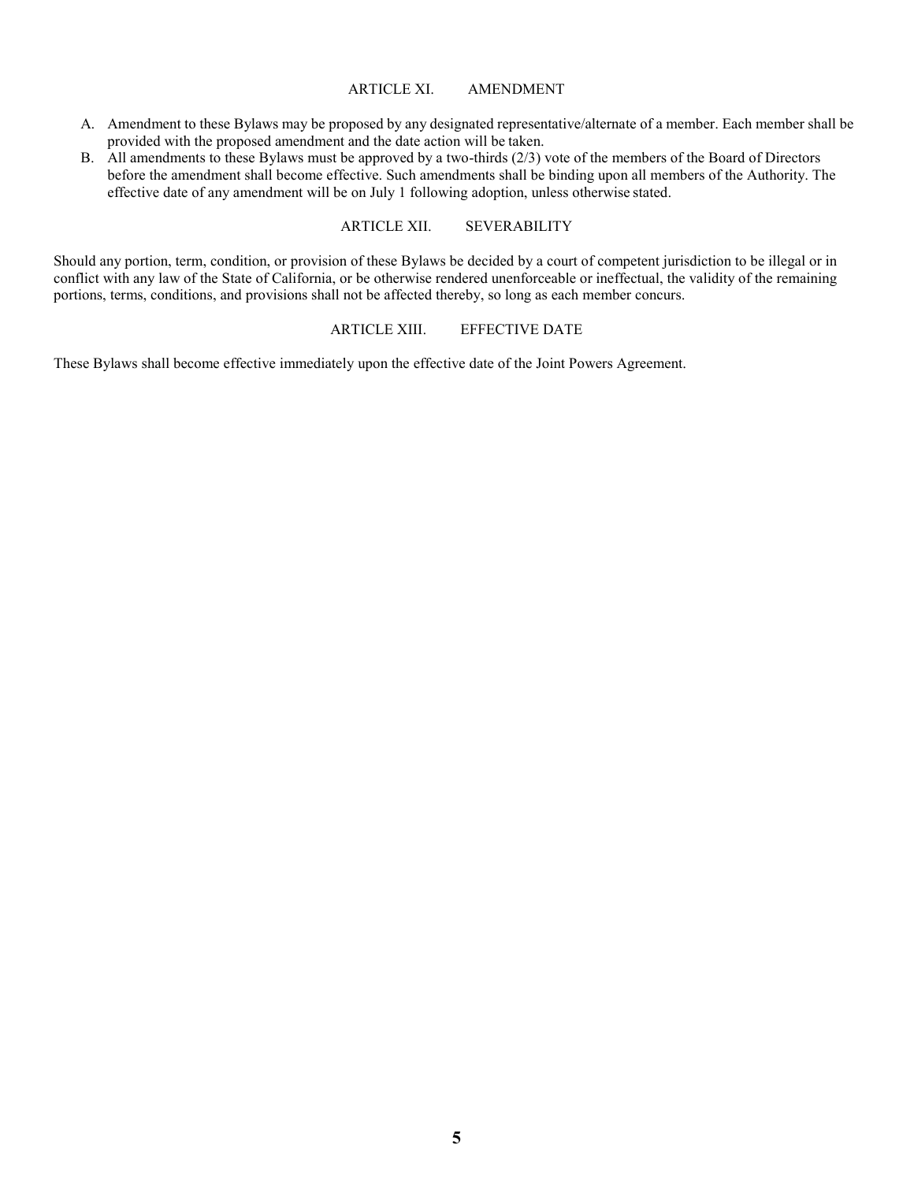## ARTICLE XI. AMENDMENT

A. Amendment to these Bylaws may be proposed by any designated representative/alternate of a member. Each member shall be provided with the proposed amendment and the date action will be taken.
B. All amendments to these Bylaws must be approved by a two-thirds (2/3) vote of the members of the Board of Directors before the amendment shall become effective. Such amendments shall be binding upon all members of the Authority. The effective date of any amendment will be on July 1 following adoption, unless otherwise stated.

## ARTICLE XII. SEVERABILITY

Should any portion, term, condition, or provision of these Bylaws be decided by a court of competent jurisdiction to be illegal or in conflict with any law of the State of California, or be otherwise rendered unenforceable or ineffectual, the validity of the remaining portions, terms, conditions, and provisions shall not be affected thereby, so long as each member concurs.

## ARTICLE XIII. EFFECTIVE DATE

These Bylaws shall become effective immediately upon the effective date of the Joint Powers Agreement.